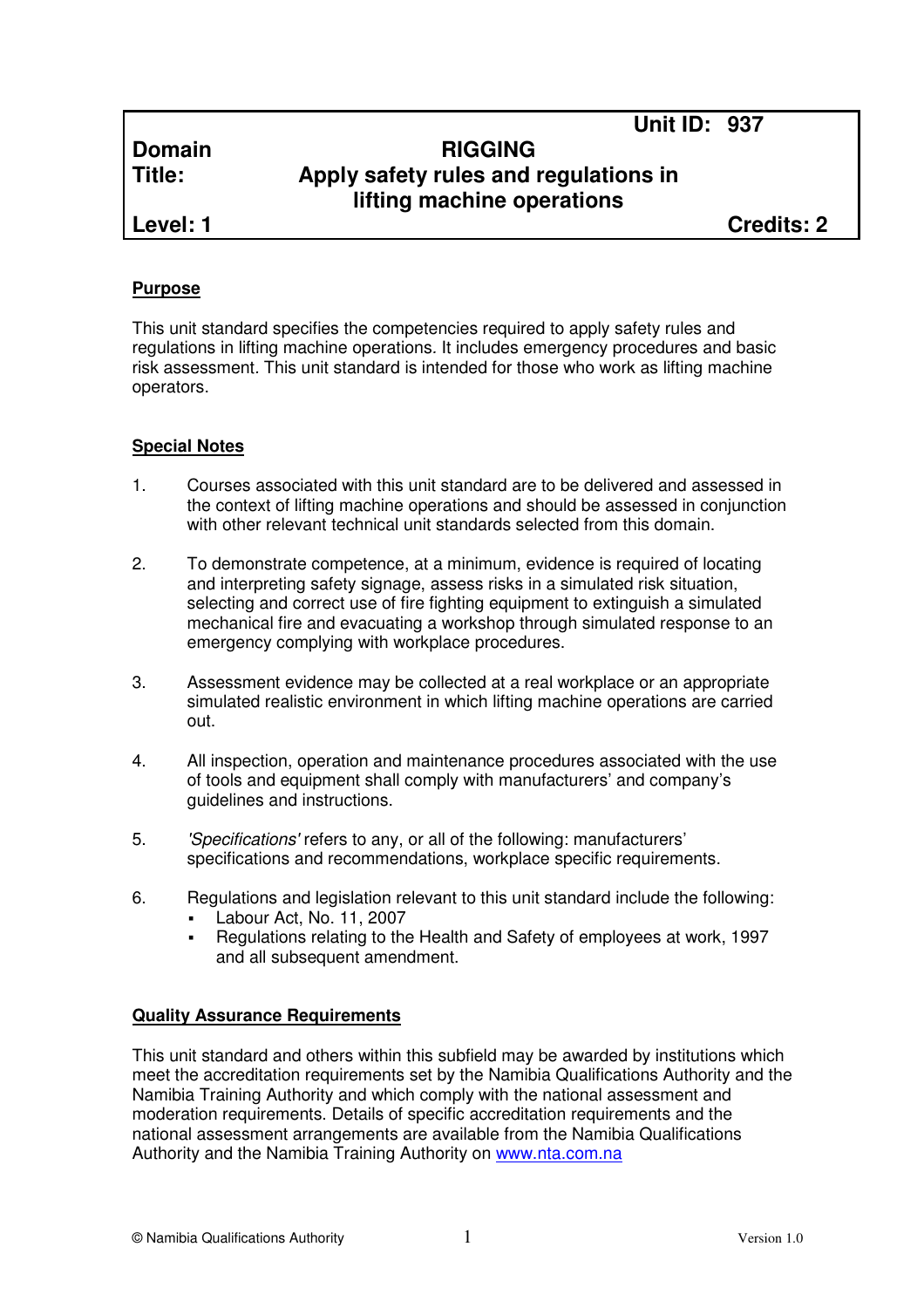| | | |
|---|---|---|
| | | **Unit ID: 937** |
| **Domain** | **RIGGING** | |
| **Title:** | **Apply safety rules and regulations in lifting machine operations** | |
| **Level: 1** | | **Credits: 2** |

## Purpose

This unit standard specifies the competencies required to apply safety rules and regulations in lifting machine operations. It includes emergency procedures and basic risk assessment. This unit standard is intended for those who work as lifting machine operators.

## Special Notes

1. Courses associated with this unit standard are to be delivered and assessed in the context of lifting machine operations and should be assessed in conjunction with other relevant technical unit standards selected from this domain.

2. To demonstrate competence, at a minimum, evidence is required of locating and interpreting safety signage, assess risks in a simulated risk situation, selecting and correct use of fire fighting equipment to extinguish a simulated mechanical fire and evacuating a workshop through simulated response to an emergency complying with workplace procedures.

3. Assessment evidence may be collected at a real workplace or an appropriate simulated realistic environment in which lifting machine operations are carried out.

4. All inspection, operation and maintenance procedures associated with the use of tools and equipment shall comply with manufacturers' and company's guidelines and instructions.

5. *'Specifications'* refers to any, or all of the following: manufacturers' specifications and recommendations, workplace specific requirements.

6. Regulations and legislation relevant to this unit standard include the following:
   - Labour Act, No. 11, 2007
   - Regulations relating to the Health and Safety of employees at work, 1997 and all subsequent amendment.

## Quality Assurance Requirements

This unit standard and others within this subfield may be awarded by institutions which meet the accreditation requirements set by the Namibia Qualifications Authority and the Namibia Training Authority and which comply with the national assessment and moderation requirements. Details of specific accreditation requirements and the national assessment arrangements are available from the Namibia Qualifications Authority and the Namibia Training Authority on www.nta.com.na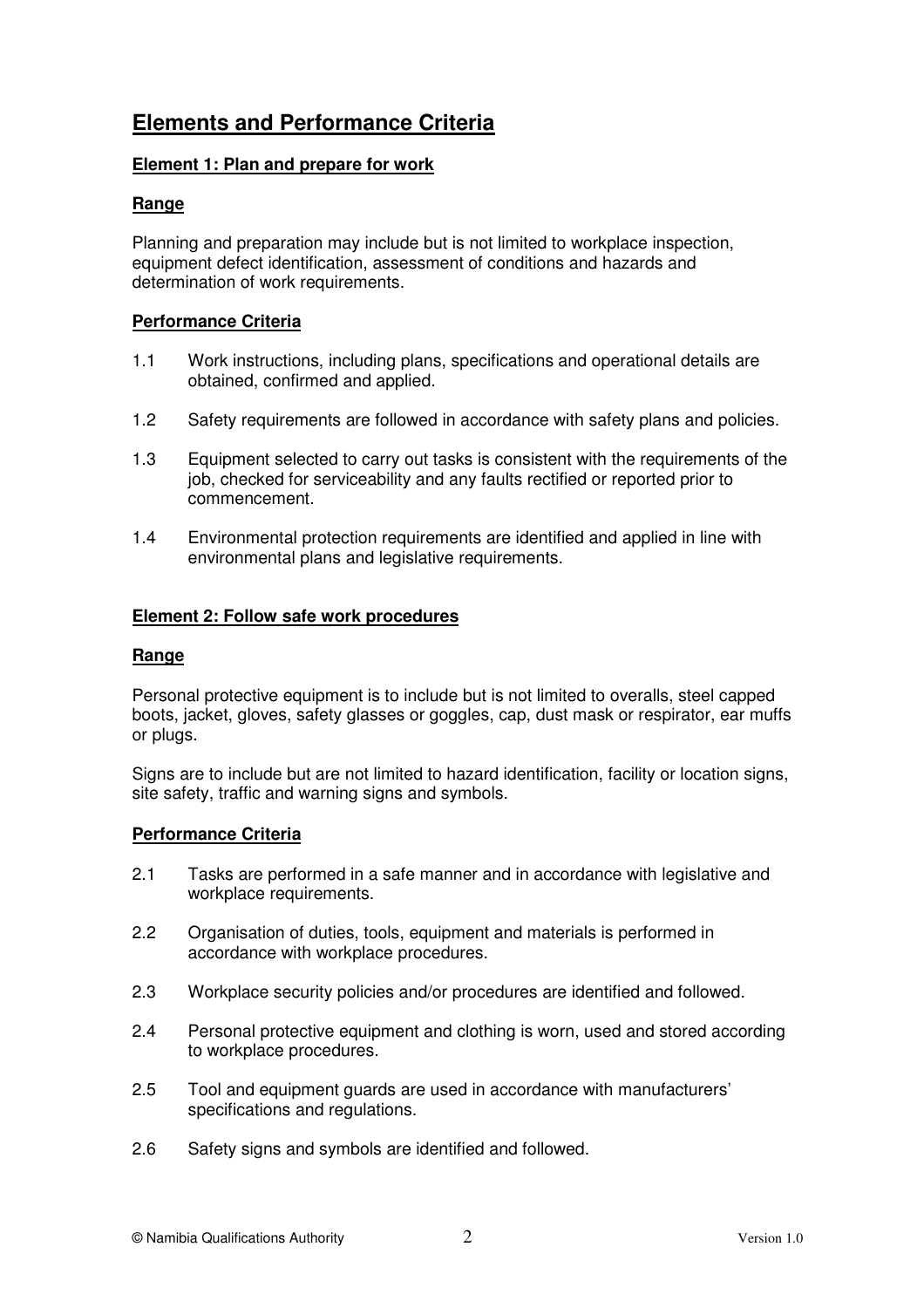## Elements and Performance Criteria

### Element 1: Plan and prepare for work

#### Range

Planning and preparation may include but is not limited to workplace inspection, equipment defect identification, assessment of conditions and hazards and determination of work requirements.

#### Performance Criteria

1.1 Work instructions, including plans, specifications and operational details are obtained, confirmed and applied.

1.2 Safety requirements are followed in accordance with safety plans and policies.

1.3 Equipment selected to carry out tasks is consistent with the requirements of the job, checked for serviceability and any faults rectified or reported prior to commencement.

1.4 Environmental protection requirements are identified and applied in line with environmental plans and legislative requirements.

### Element 2: Follow safe work procedures

#### Range

Personal protective equipment is to include but is not limited to overalls, steel capped boots, jacket, gloves, safety glasses or goggles, cap, dust mask or respirator, ear muffs or plugs.

Signs are to include but are not limited to hazard identification, facility or location signs, site safety, traffic and warning signs and symbols.

#### Performance Criteria

2.1 Tasks are performed in a safe manner and in accordance with legislative and workplace requirements.

2.2 Organisation of duties, tools, equipment and materials is performed in accordance with workplace procedures.

2.3 Workplace security policies and/or procedures are identified and followed.

2.4 Personal protective equipment and clothing is worn, used and stored according to workplace procedures.

2.5 Tool and equipment guards are used in accordance with manufacturers' specifications and regulations.

2.6 Safety signs and symbols are identified and followed.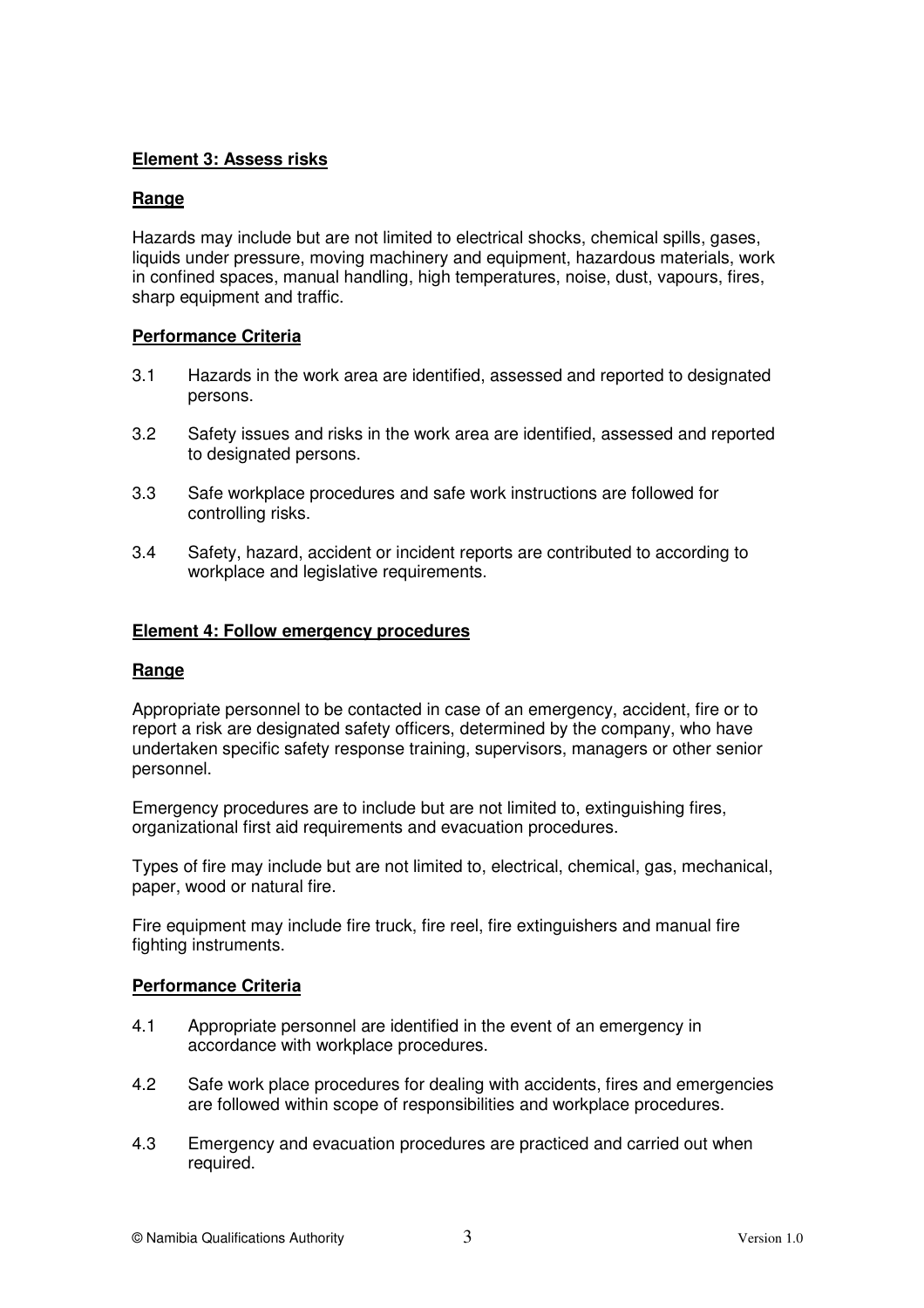**Element 3: Assess risks**

**Range**

Hazards may include but are not limited to electrical shocks, chemical spills, gases, liquids under pressure, moving machinery and equipment, hazardous materials, work in confined spaces, manual handling, high temperatures, noise, dust, vapours, fires, sharp equipment and traffic.

**Performance Criteria**

3.1 Hazards in the work area are identified, assessed and reported to designated persons.

3.2 Safety issues and risks in the work area are identified, assessed and reported to designated persons.

3.3 Safe workplace procedures and safe work instructions are followed for controlling risks.

3.4 Safety, hazard, accident or incident reports are contributed to according to workplace and legislative requirements.

**Element 4: Follow emergency procedures**

**Range**

Appropriate personnel to be contacted in case of an emergency, accident, fire or to report a risk are designated safety officers, determined by the company, who have undertaken specific safety response training, supervisors, managers or other senior personnel.

Emergency procedures are to include but are not limited to, extinguishing fires, organizational first aid requirements and evacuation procedures.

Types of fire may include but are not limited to, electrical, chemical, gas, mechanical, paper, wood or natural fire.

Fire equipment may include fire truck, fire reel, fire extinguishers and manual fire fighting instruments.

**Performance Criteria**

4.1 Appropriate personnel are identified in the event of an emergency in accordance with workplace procedures.

4.2 Safe work place procedures for dealing with accidents, fires and emergencies are followed within scope of responsibilities and workplace procedures.

4.3 Emergency and evacuation procedures are practiced and carried out when required.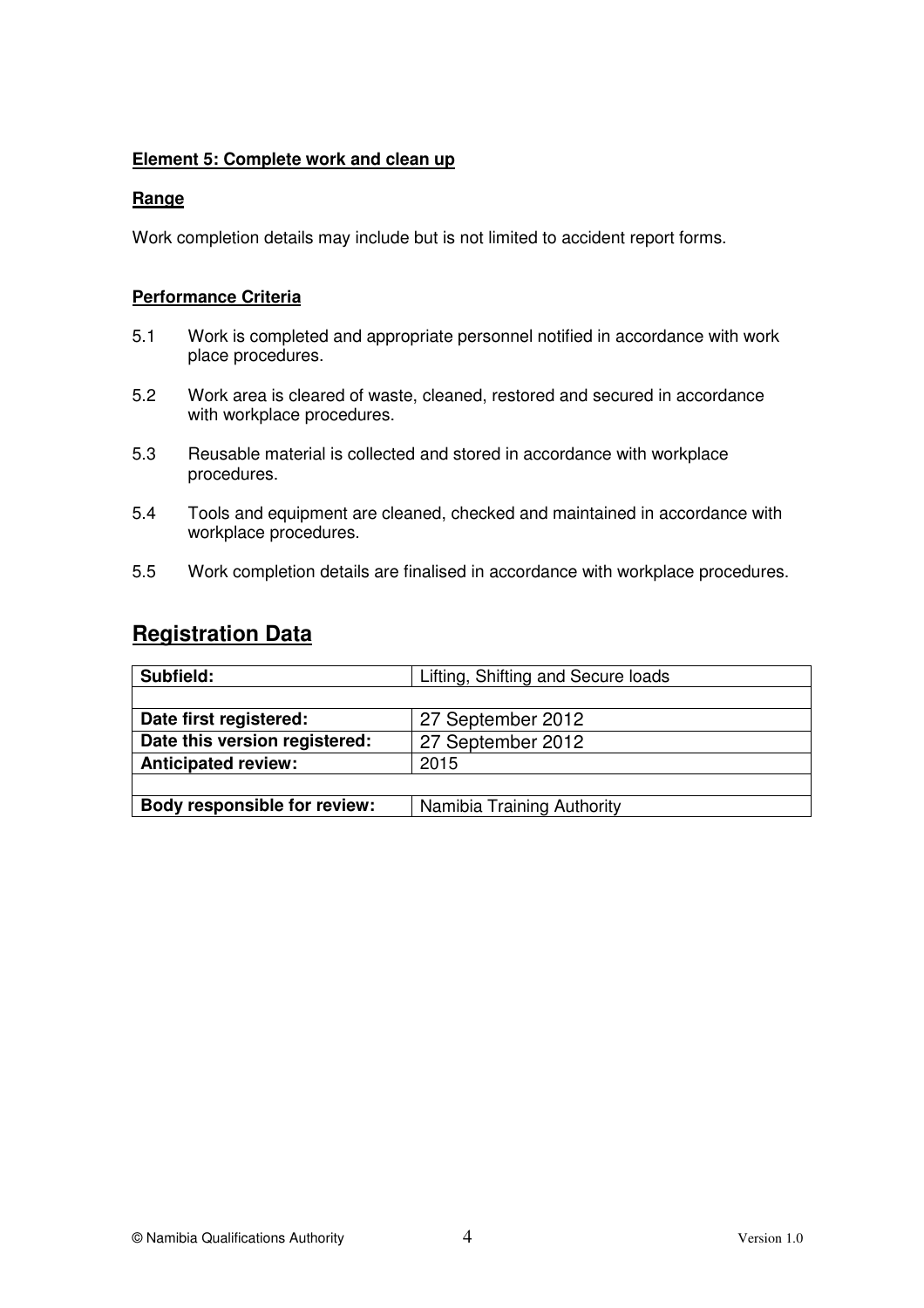**Element 5: Complete work and clean up**

**Range**

Work completion details may include but is not limited to accident report forms.

**Performance Criteria**

5.1 Work is completed and appropriate personnel notified in accordance with work place procedures.

5.2 Work area is cleared of waste, cleaned, restored and secured in accordance with workplace procedures.

5.3 Reusable material is collected and stored in accordance with workplace procedures.

5.4 Tools and equipment are cleaned, checked and maintained in accordance with workplace procedures.

5.5 Work completion details are finalised in accordance with workplace procedures.

## Registration Data

| | |
|---|---|
| **Subfield:** | Lifting, Shifting and Secure loads |
| | |
| **Date first registered:** | 27 September 2012 |
| **Date this version registered:** | 27 September 2012 |
| **Anticipated review:** | 2015 |
| | |
| **Body responsible for review:** | Namibia Training Authority |